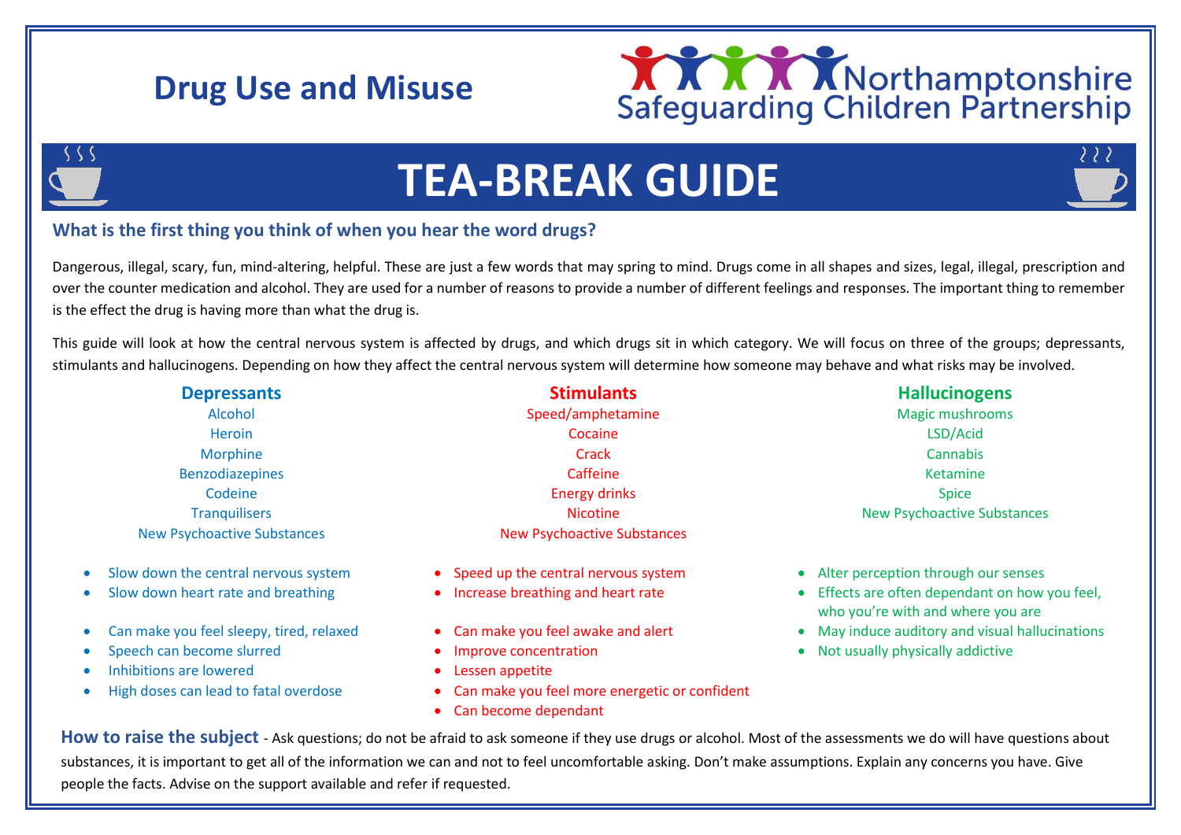# Drug Use and Misuse

Northamptonshire Safeguarding Children Partnership

## TEA-BREAK GUIDE

### What is the first thing you think of when you hear the word drugs?

Dangerous, illegal, scary, fun, mind-altering, helpful. These are just a few words that may spring to mind. Drugs come in all shapes and sizes, legal, illegal, prescription and over the counter medication and alcohol. They are used for a number of reasons to provide a number of different feelings and responses. The important thing to remember is the effect the drug is having more than what the drug is.

This guide will look at how the central nervous system is affected by drugs, and which drugs sit in which category. We will focus on three of the groups; depressants, stimulants and hallucinogens. Depending on how they affect the central nervous system will determine how someone may behave and what risks may be involved.

#### Depressants

Alcohol
Heroin
Morphine
Benzodiazepines
Codeine
Tranquilisers
New Psychoactive Substances

- Slow down the central nervous system
- Slow down heart rate and breathing

- Can make you feel sleepy, tired, relaxed
- Speech can become slurred
- Inhibitions are lowered
- High doses can lead to fatal overdose

#### Stimulants

Speed/amphetamine
Cocaine
Crack
Caffeine
Energy drinks
Nicotine
New Psychoactive Substances

- Speed up the central nervous system
- Increase breathing and heart rate

- Can make you feel awake and alert
- Improve concentration
- Lessen appetite
- Can make you feel more energetic or confident
- Can become dependant

#### Hallucinogens

Magic mushrooms
LSD/Acid
Cannabis
Ketamine
Spice
New Psychoactive Substances

- Alter perception through our senses
- Effects are often dependant on how you feel, who you're with and where you are
- May induce auditory and visual hallucinations
- Not usually physically addictive

**How to raise the subject** - Ask questions; do not be afraid to ask someone if they use drugs or alcohol. Most of the assessments we do will have questions about substances, it is important to get all of the information we can and not to feel uncomfortable asking. Don't make assumptions. Explain any concerns you have. Give people the facts. Advise on the support available and refer if requested.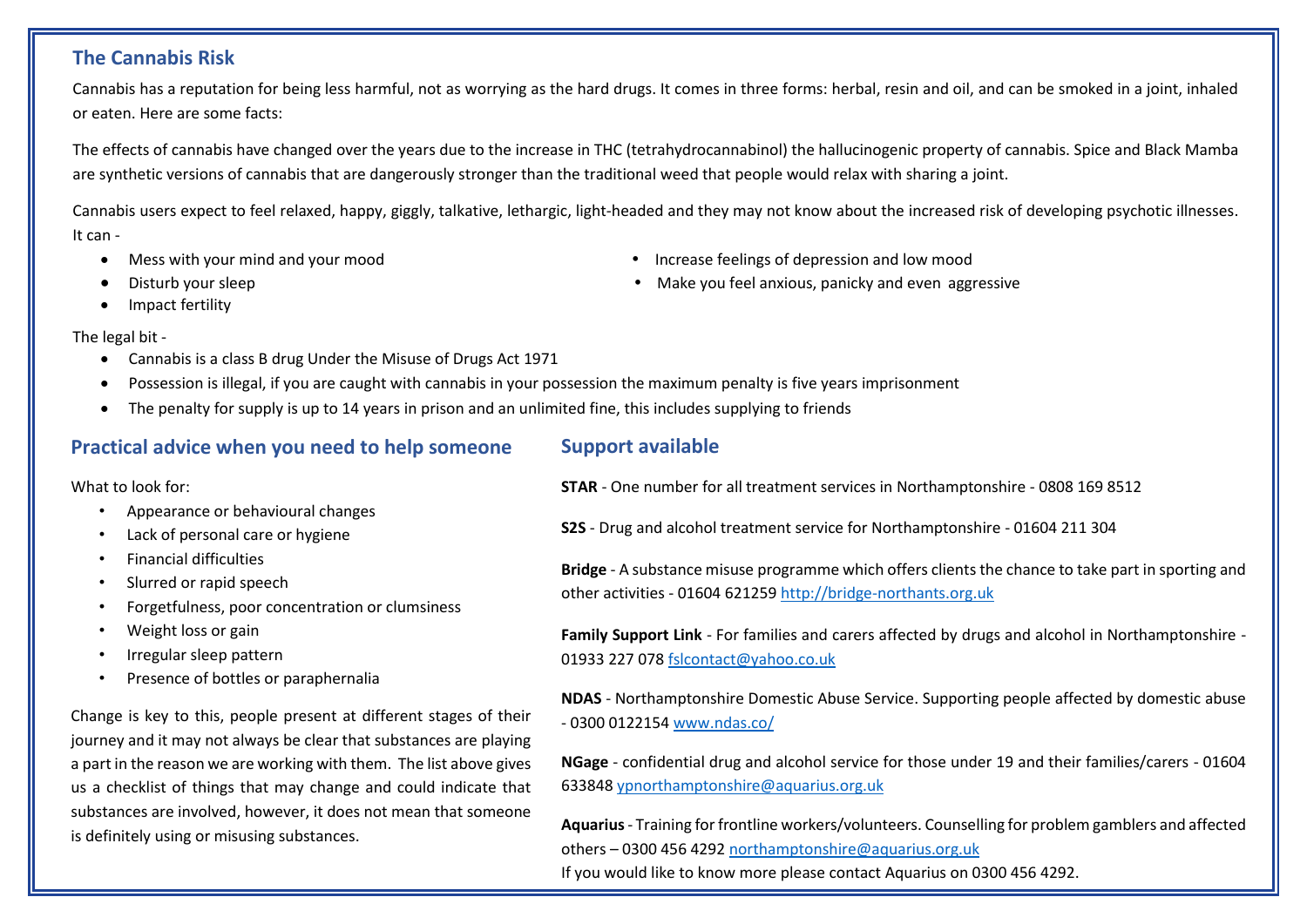## The Cannabis Risk

Cannabis has a reputation for being less harmful, not as worrying as the hard drugs. It comes in three forms: herbal, resin and oil, and can be smoked in a joint, inhaled or eaten. Here are some facts:

The effects of cannabis have changed over the years due to the increase in THC (tetrahydrocannabinol) the hallucinogenic property of cannabis. Spice and Black Mamba are synthetic versions of cannabis that are dangerously stronger than the traditional weed that people would relax with sharing a joint.

Cannabis users expect to feel relaxed, happy, giggly, talkative, lethargic, light-headed and they may not know about the increased risk of developing psychotic illnesses. It can -

- Mess with your mind and your mood
- Disturb your sleep
- Impact fertility
- Increase feelings of depression and low mood
- Make you feel anxious, panicky and even aggressive

The legal bit -

- Cannabis is a class B drug Under the Misuse of Drugs Act 1971
- Possession is illegal, if you are caught with cannabis in your possession the maximum penalty is five years imprisonment
- The penalty for supply is up to 14 years in prison and an unlimited fine, this includes supplying to friends

## Practical advice when you need to help someone

What to look for:

- Appearance or behavioural changes
- Lack of personal care or hygiene
- Financial difficulties
- Slurred or rapid speech
- Forgetfulness, poor concentration or clumsiness
- Weight loss or gain
- Irregular sleep pattern
- Presence of bottles or paraphernalia

Change is key to this, people present at different stages of their journey and it may not always be clear that substances are playing a part in the reason we are working with them. The list above gives us a checklist of things that may change and could indicate that substances are involved, however, it does not mean that someone is definitely using or misusing substances.

## Support available

**STAR** - One number for all treatment services in Northamptonshire - 0808 169 8512

**S2S** - Drug and alcohol treatment service for Northamptonshire - 01604 211 304

**Bridge** - A substance misuse programme which offers clients the chance to take part in sporting and other activities - 01604 621259 http://bridge-northants.org.uk

**Family Support Link** - For families and carers affected by drugs and alcohol in Northamptonshire - 01933 227 078 fslcontact@yahoo.co.uk

**NDAS** - Northamptonshire Domestic Abuse Service. Supporting people affected by domestic abuse - 0300 0122154 www.ndas.co/

**NGage** - confidential drug and alcohol service for those under 19 and their families/carers - 01604 633848 ypnorthamptonshire@aquarius.org.uk

**Aquarius** - Training for frontline workers/volunteers. Counselling for problem gamblers and affected others – 0300 456 4292 northamptonshire@aquarius.org.uk

If you would like to know more please contact Aquarius on 0300 456 4292.